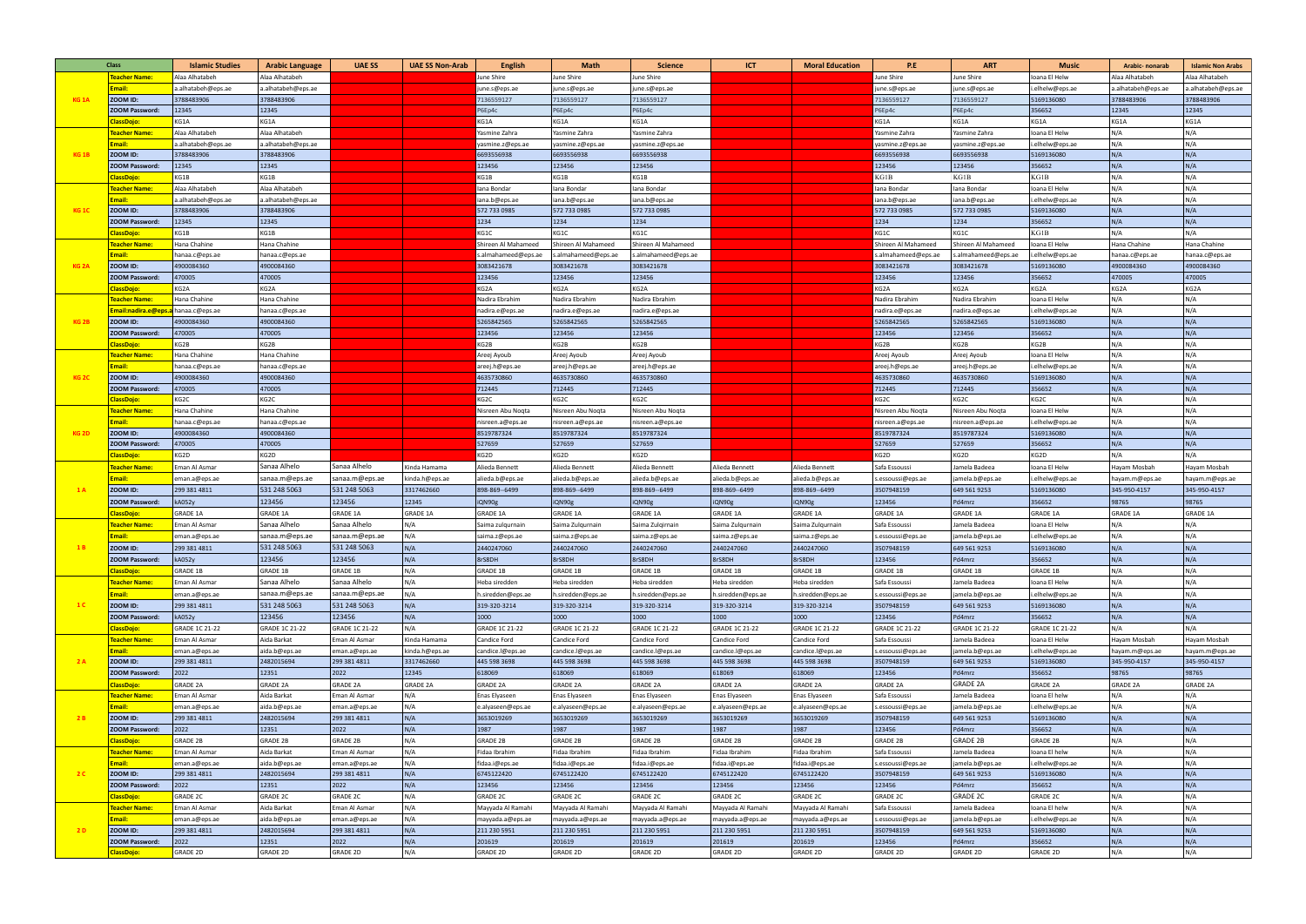| Class | | Islamic Studies | Arabic Language | UAE SS | UAE SS Non-Arab | English | Math | Science | ICT | Moral Education | P.E | ART | Music | Arabic- nonarab | Islamic Non Arabs |
|---|---|---|---|---|---|---|---|---|---|---|---|---|---|---|---|
| KG 1A | Teacher Name: | Alaa Alhatabeh | Alaa Alhatabeh | | | June Shire | June Shire | June Shire | | | June Shire | June Shire | Ioana El Helw | Alaa Alhatabeh | Alaa Alhatabeh |
| | Email: | a.alhatabeh@eps.ae | a.alhatabeh@eps.ae | | | june.s@eps.ae | june.s@eps.ae | june.s@eps.ae | | | june.s@eps.ae | june.s@eps.ae | i.elhelw@eps.ae | a.alhatabeh@eps.ae | a.alhatabeh@eps.ae |
| | ZOOM ID: | 3788483906 | 3788483906 | | | 7136559127 | 7136559127 | 7136559127 | | | 7136559127 | 7136559127 | 5169136080 | 3788483906 | 3788483906 |
| | ZOOM Password: | 12345 | 12345 | | | P6Ep4c | P6Ep4c | P6Ep4c | | | P6Ep4c | P6Ep4c | 356652 | 12345 | 12345 |
| | ClassDojo: | KG1A | KG1A | | | KG1A | KG1A | KG1A | | | KG1A | KG1A | KG1A | KG1A | KG1A |
| KG 1B | Teacher Name: | Alaa Alhatabeh | Alaa Alhatabeh | | | Yasmine Zahra | Yasmine Zahra | Yasmine Zahra | | | Yasmine Zahra | Yasmine Zahra | Ioana El Helw | N/A | N/A |
| | Email: | a.alhatabeh@eps.ae | a.alhatabeh@eps.ae | | | yasmine.z@eps.ae | yasmine.z@eps.ae | yasmine.z@eps.ae | | | yasmine.z@eps.ae | yasmine.z@eps.ae | i.elhelw@eps.ae | N/A | N/A |
| | ZOOM ID: | 3788483906 | 3788483906 | | | 6693556938 | 6693556938 | 6693556938 | | | 6693556938 | 6693556938 | 5169136080 | N/A | N/A |
| | ZOOM Password: | 12345 | 12345 | | | 123456 | 123456 | 123456 | | | 123456 | 123456 | 356652 | N/A | N/A |
| | ClassDojo: | KG1B | KG1B | | | KG1B | KG1B | KG1B | | | KG1B | KG1B | KG1B | N/A | N/A |
| KG 1C | Teacher Name: | Alaa Alhatabeh | Alaa Alhatabeh | | | Iana Bondar | Iana Bondar | Iana Bondar | | | Iana Bondar | Iana Bondar | Ioana El Helw | N/A | N/A |
| | Email: | a.alhatabeh@eps.ae | a.alhatabeh@eps.ae | | | iana.b@eps.ae | iana.b@eps.ae | iana.b@eps.ae | | | iana.b@eps.ae | iana.b@eps.ae | i.elhelw@eps.ae | N/A | N/A |
| | ZOOM ID: | 3788483906 | 3788483906 | | | 572 733 0985 | 572 733 0985 | 572 733 0985 | | | 572 733 0985 | 572 733 0985 | 5169136080 | N/A | N/A |
| | ZOOM Password: | 12345 | 12345 | | | 1234 | 1234 | 1234 | | | 1234 | 1234 | 356652 | N/A | N/A |
| | ClassDojo: | KG1B | KG1B | | | KG1C | KG1C | KG1C | | | KG1C | KG1C | KG1B | N/A | N/A |
| KG 2A | Teacher Name: | Hana Chahine | Hana Chahine | | | Shireen Al Mahameed | Shireen Al Mahameed | Shireen Al Mahameed | | | Shireen Al Mahameed | Shireen Al Mahameed | Ioana El Helw | Hana Chahine | Hana Chahine |
| | Email: | hanaa.c@eps.ae | hanaa.c@eps.ae | | | s.almahameed@eps.ae | s.almahameed@eps.ae | s.almahameed@eps.ae | | | s.almahameed@eps.ae | s.almahameed@eps.ae | i.elhelw@eps.ae | hanaa.c@eps.ae | hanaa.c@eps.ae |
| | ZOOM ID: | 4900084360 | 4900084360 | | | 3083421678 | 3083421678 | 3083421678 | | | 3083421678 | 3083421678 | 5169136080 | 4900084360 | 4900084360 |
| | ZOOM Password: | 470005 | 470005 | | | 123456 | 123456 | 123456 | | | 123456 | 123456 | 356652 | 470005 | 470005 |
| | ClassDojo: | KG2A | KG2A | | | KG2A | KG2A | KG2A | | | KG2A | KG2A | KG2A | KG2A | KG2A |
| KG 2B | Teacher Name: | Hana Chahine | Hana Chahine | | | Nadira Ebrahim | Nadira Ebrahim | Nadira Ebrahim | | | Nadira Ebrahim | Nadira Ebrahim | Ioana El Helw | N/A | N/A |
| | Email:nadira.e@eps.a | hanaa.c@eps.ae | hanaa.c@eps.ae | | | nadira.e@eps.ae | nadira.e@eps.ae | nadira.e@eps.ae | | | nadira.e@eps.ae | nadira.e@eps.ae | i.elhelw@eps.ae | N/A | N/A |
| | ZOOM ID: | 4900084360 | 4900084360 | | | 5265842565 | 5265842565 | 5265842565 | | | 5265842565 | 5265842565 | 5169136080 | N/A | N/A |
| | ZOOM Password: | 470005 | 470005 | | | 123456 | 123456 | 123456 | | | 123456 | 123456 | 356652 | N/A | N/A |
| | ClassDojo: | KG2B | KG2B | | | KG2B | KG2B | KG2B | | | KG2B | KG2B | KG2B | N/A | N/A |
| KG 2C | Teacher Name: | Hana Chahine | Hana Chahine | | | Areej Ayoub | Areej Ayoub | Areej Ayoub | | | Areej Ayoub | Areej Ayoub | Ioana El Helw | N/A | N/A |
| | Email: | hanaa.c@eps.ae | hanaa.c@eps.ae | | | areej.h@eps.ae | areej.h@eps.ae | areej.h@eps.ae | | | areej.h@eps.ae | areej.h@eps.ae | i.elhelw@eps.ae | N/A | N/A |
| | ZOOM ID: | 4900084360 | 4900084360 | | | 4635730860 | 4635730860 | 4635730860 | | | 4635730860 | 4635730860 | 5169136080 | N/A | N/A |
| | ZOOM Password: | 470005 | 470005 | | | 712445 | 712445 | 712445 | | | 712445 | 712445 | 356652 | N/A | N/A |
| | ClassDojo: | KG2C | KG2C | | | KG2C | KG2C | KG2C | | | KG2C | KG2C | KG2C | N/A | N/A |
| KG 2D | Teacher Name: | Hana Chahine | Hana Chahine | | | Nisreen Abu Noqta | Nisreen Abu Noqta | Nisreen Abu Noqta | | | Nisreen Abu Noqta | Nisreen Abu Noqta | Ioana El Helw | N/A | N/A |
| | Email: | hanaa.c@eps.ae | hanaa.c@eps.ae | | | nisreen.a@eps.ae | nisreen.a@eps.ae | nisreen.a@eps.ae | | | nisreen.a@eps.ae | nisreen.a@eps.ae | i.elhelw@eps.ae | N/A | N/A |
| | ZOOM ID: | 4900084360 | 4900084360 | | | 8519787324 | 8519787324 | 8519787324 | | | 8519787324 | 8519787324 | 5169136080 | N/A | N/A |
| | ZOOM Password: | 470005 | 470005 | | | 527659 | 527659 | 527659 | | | 527659 | 527659 | 356652 | N/A | N/A |
| | ClassDojo: | KG2D | KG2D | | | KG2D | KG2D | KG2D | | | KG2D | KG2D | KG2D | N/A | N/A |
| 1 A | Teacher Name: | Eman Al Asmar | Sanaa Alhelo | Sanaa Alhelo | Kinda Hamama | Alieda Bennett | Alieda Bennett | Alieda Bennett | Alieda Bennett | Alieda Bennett | Safa Essoussi | Jamela Badeea | Ioana El Helw | Hayam Mosbah | Hayam Mosbah |
| | Email: | eman.a@eps.ae | sanaa.m@eps.ae | sanaa.m@eps.ae | kinda.h@eps.ae | alieda.b@eps.ae | alieda.b@eps.ae | alieda.b@eps.ae | alieda.b@eps.ae | alieda.b@eps.ae | s.essoussi@eps.ae | jamela.b@eps.ae | i.elhelw@eps.ae | hayam.m@eps.ae | hayam.m@eps.ae |
| | ZOOM ID: | 299 381 4811 | 531 248 5063 | 531 248 5063 | 3317462660 | 898-869--6499 | 898-869--6499 | 898-869--6499 | 898-869--6499 | 898-869--6499 | 3507948159 | 649 561 9253 | 5169136080 | 345-950-4157 | 345-950-4157 |
| | ZOOM Password: | kA052y | 123456 | 123456 | 12345 | iQN90g | iQN90g | iQN90g | iQN90g | iQN90g | 123456 | Pd4mrz | 356652 | 98765 | 98765 |
| | ClassDojo: | GRADE 1A | GRADE 1A | GRADE 1A | GRADE 1A | GRADE 1A | GRADE 1A | GRADE 1A | GRADE 1A | GRADE 1A | GRADE 1A | GRADE 1A | GRADE 1A | GRADE 1A | GRADE 1A |
| 1 B | Teacher Name: | Eman Al Asmar | Sanaa Alhelo | Sanaa Alhelo | N/A | Saima Zulqurnain | Saima Zulqurnain | Saima Zulqirnain | Saima Zulqurnain | Saima Zulqurnain | Safa Essoussi | Jamela Badeea | Ioana El Helw | N/A | N/A |
| | Email: | eman.a@eps.ae | sanaa.m@eps.ae | sanaa.m@eps.ae | N/A | saima.z@eps.ae | saima.z@eps.ae | saima.z@eps.ae | saima.z@eps.ae | saima.z@eps.ae | s.essoussi@eps.ae | jamela.b@eps.ae | i.elhelw@eps.ae | N/A | N/A |
| | ZOOM ID: | 299 381 4811 | 531 248 5063 | 531 248 5063 | N/A | 2440247060 | 2440247060 | 2440247060 | 2440247060 | 2440247060 | 3507948159 | 649 561 9253 | 5169136080 | N/A | N/A |
| | ZOOM Password: | kA052y | 123456 | 123456 | N/A | Br58DH | Br58DH | Br58DH | Br58DH | Br58DH | 123456 | Pd4mrz | 356652 | N/A | N/A |
| | ClassDojo: | GRADE 1B | GRADE 1B | GRADE 1B | N/A | GRADE 1B | GRADE 1B | GRADE 1B | GRADE 1B | GRADE 1B | GRADE 1B | GRADE 1B | GRADE 1B | N/A | N/A |
| 1 C | Teacher Name: | Eman Al Asmar | Sanaa Alhelo | Sanaa Alhelo | N/A | Heba siredden | Heba siredden | Heba siredden | Heba siredden | Heba siredden | Safa Essoussi | Jamela Badeea | Ioana El Helw | N/A | N/A |
| | Email: | eman.a@eps.ae | sanaa.m@eps.ae | sanaa.m@eps.ae | N/A | h.siredden@eps.ae | h.siredden@eps.ae | h.siredden@eps.ae | h.siredden@eps.ae | h.siredden@eps.ae | s.essoussi@eps.ae | jamela.b@eps.ae | i.elhelw@eps.ae | N/A | N/A |
| | ZOOM ID: | 299 381 4811 | 531 248 5063 | 531 248 5063 | N/A | 319-320-3214 | 319-320-3214 | 319-320-3214 | 319-320-3214 | 319-320-3214 | 3507948159 | 649 561 9253 | 5169136080 | N/A | N/A |
| | ZOOM Password: | kA052y | 123456 | 123456 | N/A | 1000 | 1000 | 1000 | 1000 | 1000 | 123456 | Pd4mrz | 356652 | N/A | N/A |
| | ClassDojo: | GRADE 1C 21-22 | GRADE 1C 21-22 | GRADE 1C 21-22 | N/A | GRADE 1C 21-22 | GRADE 1C 21-22 | GRADE 1C 21-22 | GRADE 1C 21-22 | GRADE 1C 21-22 | GRADE 1C 21-22 | GRADE 1C 21-22 | GRADE 1C 21-22 | N/A | N/A |
| 2 A | Teacher Name: | Eman Al Asmar | Aida Barkat | Eman Al Asmar | Kinda Hamama | Candice Ford | Candice Ford | Candice Ford | Candice Ford | Candice Ford | Safa Essoussi | Jamela Badeea | Ioana El Helw | Hayam Mosbah | Hayam Mosbah |
| | Email: | eman.a@eps.ae | aida.b@eps.ae | eman.a@eps.ae | kinda.h@eps.ae | candice.l@eps.ae | candice.l@eps.ae | candice.l@eps.ae | candice.l@eps.ae | candice.l@eps.ae | s.essoussi@eps.ae | jamela.b@eps.ae | i.elhelw@eps.ae | hayam.m@eps.ae | hayam.m@eps.ae |
| | ZOOM ID: | 299 381 4811 | 2482015694 | 299 381 4811 | 3317462660 | 445 598 3698 | 445 598 3698 | 445 598 3698 | 445 598 3698 | 445 598 3698 | 3507948159 | 649 561 9253 | 5169136080 | 345-950-4157 | 345-950-4157 |
| | ZOOM Password: | 2022 | 12351 | 2022 | 12345 | 618069 | 618069 | 618069 | 618069 | 618069 | 123456 | Pd4mrz | 356652 | 98765 | 98765 |
| | ClassDojo: | GRADE 2A | GRADE 2A | GRADE 2A | GRADE 2A | GRADE 2A | GRADE 2A | GRADE 2A | GRADE 2A | GRADE 2A | GRADE 2A | GRADE 2A | GRADE 2A | GRADE 2A | GRADE 2A |
| 2 B | Teacher Name: | Eman Al Asmar | Aida Barkat | Eman Al Asmar | N/A | Enas Elyaseen | Enas Elyaseen | Enas Elyaseen | Enas Elyaseen | Enas Elyaseen | Safa Essoussi | Jamela Badeea | Ioana El helw | N/A | N/A |
| | Email: | eman.a@eps.ae | aida.b@eps.ae | eman.a@eps.ae | N/A | e.alyaseen@eps.ae | e.alyaseen@eps.ae | e.alyaseen@eps.ae | e.alyaseen@eps.ae | e.alyaseen@eps.ae | s.essoussi@eps.ae | jamela.b@eps.ae | i.elhelw@eps.ae | N/A | N/A |
| | ZOOM ID: | 299 381 4811 | 2482015694 | 299 381 4811 | N/A | 3653019269 | 3653019269 | 3653019269 | 3653019269 | 3653019269 | 3507948159 | 649 561 9253 | 5169136080 | N/A | N/A |
| | ZOOM Password: | 2022 | 12351 | 2022 | N/A | 1987 | 1987 | 1987 | 1987 | 1987 | 123456 | Pd4mrz | 356652 | N/A | N/A |
| | ClassDojo: | GRADE 2B | GRADE 2B | GRADE 2B | N/A | GRADE 2B | GRADE 2B | GRADE 2B | GRADE 2B | GRADE 2B | GRADE 2B | GRADE 2B | GRADE 2B | N/A | N/A |
| 2 C | Teacher Name: | Eman Al Asmar | Aida Barkat | Eman Al Asmar | N/A | Fidaa Ibrahim | Fidaa Ibrahim | Fidaa Ibrahim | Fidaa Ibrahim | Fidaa Ibrahim | Safa Essoussi | Jamela Badeea | Ioana El helw | N/A | N/A |
| | Email: | eman.a@eps.ae | aida.b@eps.ae | eman.a@eps.ae | N/A | fidaa.i@eps.ae | fidaa.i@eps.ae | fidaa.i@eps.ae | fidaa.i@eps.ae | fidaa.i@eps.ae | s.essoussi@eps.ae | jamela.b@eps.ae | i.elhelw@eps.ae | N/A | N/A |
| | ZOOM ID: | 299 381 4811 | 2482015694 | 299 381 4811 | N/A | 6745122420 | 6745122420 | 6745122420 | 6745122420 | 6745122420 | 3507948159 | 649 561 9253 | 5169136080 | N/A | N/A |
| | ZOOM Password: | 2022 | 12351 | 2022 | N/A | 123456 | 123456 | 123456 | 123456 | 123456 | 123456 | Pd4mrz | 356652 | N/A | N/A |
| | ClassDojo: | GRADE 2C | GRADE 2C | GRADE 2C | N/A | GRADE 2C | GRADE 2C | GRADE 2C | GRADE 2C | GRADE 2C | GRADE 2C | GRADE 2C | GRADE 2C | N/A | N/A |
| 2 D | Teacher Name: | Eman Al Asmar | Aida Barkat | Eman Al Asmar | N/A | Mayyada Al Ramahi | Mayyada Al Ramahi | Mayyada Al Ramahi | Mayyada Al Ramahi | Mayyada Al Ramahi | Safa Essoussi | Jamela Badeea | Ioana El helw | N/A | N/A |
| | Email: | eman.a@eps.ae | aida.b@eps.ae | eman.a@eps.ae | N/A | mayyada.a@eps.ae | mayyada.a@eps.ae | mayyada.a@eps.ae | mayyada.a@eps.ae | mayyada.a@eps.ae | s.essoussi@eps.ae | jamela.b@eps.ae | i.elhelw@eps.ae | N/A | N/A |
| | ZOOM ID: | 299 381 4811 | 2482015694 | 299 381 4811 | N/A | 211 230 5951 | 211 230 5951 | 211 230 5951 | 211 230 5951 | 211 230 5951 | 3507948159 | 649 561 9253 | 5169136080 | N/A | N/A |
| | ZOOM Password: | 2022 | 12351 | 2022 | N/A | 201619 | 201619 | 201619 | 201619 | 201619 | 123456 | Pd4mrz | 356652 | N/A | N/A |
| | ClassDojo: | GRADE 2D | GRADE 2D | GRADE 2D | N/A | GRADE 2D | GRADE 2D | GRADE 2D | GRADE 2D | GRADE 2D | GRADE 2D | GRADE 2D | GRADE 2D | N/A | N/A |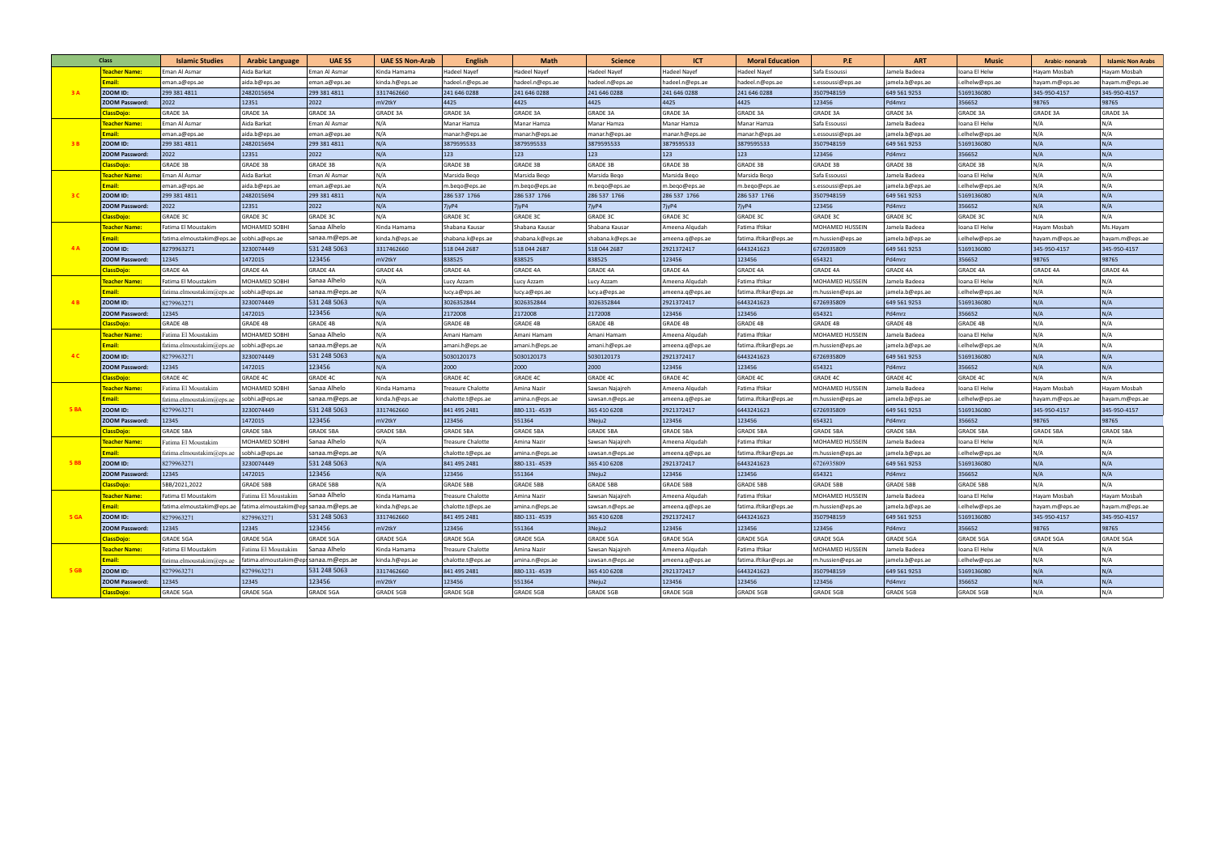| Class | | Islamic Studies | Arabic Language | UAE SS | UAE SS Non-Arab | English | Math | Science | ICT | Moral Education | P.E | ART | Music | Arabic- nonarab | Islamic Non Arabs |
|---|---|---|---|---|---|---|---|---|---|---|---|---|---|---|---|
| 3 A | Teacher Name: | Eman Al Asmar | Aida Barkat | Eman Al Asmar | Kinda Hamama | Hadeel Nayef | Hadeel Nayef | Hadeel Nayef | Hadeel Nayef | Hadeel Nayef | Safa Essoussi | Jamela Badeea | Ioana El Helw | Hayam Mosbah | Hayam Mosbah |
| | Email: | eman.a@eps.ae | aida.b@eps.ae | eman.a@eps.ae | kinda.h@eps.ae | hadeel.n@eps.ae | hadeel.n@eps.ae | hadeel.n@eps.ae | hadeel.n@eps.ae | hadeel.n@eps.ae | s.essoussi@eps.ae | jamela.b@eps.ae | i.elhelw@eps.ae | hayam.m@eps.ae | hayam.m@eps.ae |
| | ZOOM ID: | 299 381 4811 | 2482015694 | 299 381 4811 | 3317462660 | 241 646 0288 | 241 646 0288 | 241 646 0288 | 241 646 0288 | 241 646 0288 | 3507948159 | 649 561 9253 | 5169136080 | 345-950-4157 | 345-950-4157 |
| | ZOOM Password: | 2022 | 12351 | 2022 | mV2tkY | 4425 | 4425 | 4425 | 4425 | 4425 | 123456 | Pd4mrz | 356652 | 98765 | 98765 |
| | ClassDojo: | GRADE 3A | GRADE 3A | GRADE 3A | GRADE 3A | GRADE 3A | GRADE 3A | GRADE 3A | GRADE 3A | GRADE 3A | GRADE 3A | GRADE 3A | GRADE 3A | GRADE 3A | GRADE 3A |
| 3 B | Teacher Name: | Eman Al Asmar | Aida Barkat | Eman Al Asmar | N/A | Manar Hamza | Manar Hamza | Manar Hamza | Manar Hamza | Manar Hamza | Safa Essoussi | Jamela Badeea | Ioana El Helw | N/A | N/A |
| | Email: | eman.a@eps.ae | aida.b@eps.ae | eman.a@eps.ae | N/A | manar.h@eps.ae | manar.h@eps.ae | manar.h@eps.ae | manar.h@eps.ae | manar.h@eps.ae | s.essoussi@eps.ae | jamela.b@eps.ae | i.elhelw@eps.ae | N/A | N/A |
| | ZOOM ID: | 299 381 4811 | 2482015694 | 299 381 4811 | N/A | 3879595533 | 3879595533 | 3879595533 | 3879595533 | 3879595533 | 3507948159 | 649 561 9253 | 5169136080 | N/A | N/A |
| | ZOOM Password: | 2022 | 12351 | 2022 | N/A | 123 | 123 | 123 | 123 | 123 | 123456 | Pd4mrz | 356652 | N/A | N/A |
| | ClassDojo: | GRADE 3B | GRADE 3B | GRADE 3B | N/A | GRADE 3B | GRADE 3B | GRADE 3B | GRADE 3B | GRADE 3B | GRADE 3B | GRADE 3B | GRADE 3B | N/A | N/A |
| 3 C | Teacher Name: | Eman Al Asmar | Aida Barkat | Eman Al Asmar | N/A | Marsida Beqo | Marsida Beqo | Marsida Beqo | Marsida Beqo | Marsida Beqo | Safa Essoussi | Jamela Badeea | Ioana El Helw | N/A | N/A |
| | Email: | eman.a@eps.ae | aida.b@eps.ae | eman.a@eps.ae | N/A | m.beqo@eps.ae | m.beqo@eps.ae | m.beqo@eps.ae | m.beqo@eps.ae | m.beqo@eps.ae | s.essoussi@eps.ae | jamela.b@eps.ae | i.elhelw@eps.ae | N/A | N/A |
| | ZOOM ID: | 299 381 4811 | 2482015694 | 299 381 4811 | N/A | 286 537 1766 | 286 537 1766 | 286 537 1766 | 286 537 1766 | 286 537 1766 | 3507948159 | 649 561 9253 | 5169136080 | N/A | N/A |
| | ZOOM Password: | 2022 | 12351 | 2022 | N/A | 7jyP4 | 7jyP4 | 7jyP4 | 7jyP4 | 7jyP4 | 123456 | Pd4mrz | 356652 | N/A | N/A |
| | ClassDojo: | GRADE 3C | GRADE 3C | GRADE 3C | N/A | GRADE 3C | GRADE 3C | GRADE 3C | GRADE 3C | GRADE 3C | GRADE 3C | GRADE 3C | GRADE 3C | N/A | N/A |
| 4 A | Teacher Name: | Fatima El Moustakim | MOHAMED SOBHI | Sanaa Alhelo | Kinda Hamama | Shabana Kausar | Shabana Kausar | Shabana Kausar | Ameena Alqudah | Fatima Iftikar | MOHAMED HUSSEIN | Jamela Badeea | Ioana El Helw | Hayam Mosbah | Ms.Hayam |
| | Email: | fatima.elmoustakim@eps.ae | sobhi.a@eps.ae | sanaa.m@eps.ae | kinda.h@eps.ae | shabana.k@eps.ae | shabana.k@eps.ae | shabana.k@eps.ae | ameena.q@eps.ae | fatima.iftikar@eps.ae | m.hussien@eps.ae | jamela.b@eps.ae | i.elhelw@eps.ae | hayam.m@eps.ae | hayam.m@eps.ae |
| | ZOOM ID: | 8279963271 | 3230074449 | 531 248 5063 | 3317462660 | 518 044 2687 | 518 044 2687 | 518 044 2687 | 2921372417 | 6443241623 | 6726935809 | 649 561 9253 | 5169136080 | 345-950-4157 | 345-950-4157 |
| | ZOOM Password: | 12345 | 1472015 | 123456 | mV2tkY | 838525 | 838525 | 838525 | 123456 | 123456 | 654321 | Pd4mrz | 356652 | 98765 | 98765 |
| | ClassDojo: | GRADE 4A | GRADE 4A | GRADE 4A | GRADE 4A | GRADE 4A | GRADE 4A | GRADE 4A | GRADE 4A | GRADE 4A | GRADE 4A | GRADE 4A | GRADE 4A | GRADE 4A | GRADE 4A |
| 4 B | Teacher Name: | Fatima El Moustakim | MOHAMED SOBHI | Sanaa Alhelo | N/A | Lucy Azzam | Lucy Azzam | Lucy Azzam | Ameena Alqudah | Fatima Iftikar | MOHAMED HUSSEIN | Jamela Badeea | Ioana El Helw | N/A | N/A |
| | Email: | fatima.elmoustakim@eps.ae | sobhi.a@eps.ae | sanaa.m@eps.ae | N/A | lucy.a@eps.ae | lucy.a@eps.ae | lucy.a@eps.ae | ameena.q@eps.ae | fatima.iftikar@eps.ae | m.hussien@eps.ae | jamela.b@eps.ae | i.elhelw@eps.ae | N/A | N/A |
| | ZOOM ID: | 8279963271 | 3230074449 | 531 248 5063 | N/A | 3026352844 | 3026352844 | 3026352844 | 2921372417 | 6443241623 | 6726935809 | 649 561 9253 | 5169136080 | N/A | N/A |
| | ZOOM Password: | 12345 | 1472015 | 123456 | N/A | 2172008 | 2172008 | 2172008 | 123456 | 123456 | 654321 | Pd4mrz | 356652 | N/A | N/A |
| | ClassDojo: | GRADE 4B | GRADE 4B | GRADE 4B | N/A | GRADE 4B | GRADE 4B | GRADE 4B | GRADE 4B | GRADE 4B | GRADE 4B | GRADE 4B | GRADE 4B | N/A | N/A |
| 4 C | Teacher Name: | Fatima El Moustakim | MOHAMED SOBHI | Sanaa Alhelo | N/A | Amani Hamam | Amani Hamam | Amani Hamam | Ameena Alqudah | Fatima Iftikar | MOHAMED HUSSEIN | Jamela Badeea | Ioana El Helw | N/A | N/A |
| | Email: | fatima.elmoustakim@eps.ae | sobhi.a@eps.ae | sanaa.m@eps.ae | N/A | amani.h@eps.ae | amani.h@eps.ae | amani.h@eps.ae | ameena.q@eps.ae | fatima.iftikar@eps.ae | m.hussien@eps.ae | jamela.b@eps.ae | i.elhelw@eps.ae | N/A | N/A |
| | ZOOM ID: | 8279963271 | 3230074449 | 531 248 5063 | N/A | 5030120173 | 5030120173 | 5030120173 | 2921372417 | 6443241623 | 6726935809 | 649 561 9253 | 5169136080 | N/A | N/A |
| | ZOOM Password: | 12345 | 1472015 | 123456 | N/A | 2000 | 2000 | 2000 | 123456 | 123456 | 654321 | Pd4mrz | 356652 | N/A | N/A |
| | ClassDojo: | GRADE 4C | GRADE 4C | GRADE 4C | N/A | GRADE 4C | GRADE 4C | GRADE 4C | GRADE 4C | GRADE 4C | GRADE 4C | GRADE 4C | GRADE 4C | N/A | N/A |
| 5 BA | Teacher Name: | Fatima El Moustakim | MOHAMED SOBHI | Sanaa Alhelo | Kinda Hamama | Treasure Chalotte | Amina Nazir | Sawsan Najajreh | Ameena Alqudah | Fatima Iftikar | MOHAMED HUSSEIN | Jamela Badeea | Ioana El Helw | Hayam Mosbah | Hayam Mosbah |
| | Email: | fatima.elmoustakim@eps.ae | sobhi.a@eps.ae | sanaa.m@eps.ae | kinda.h@eps.ae | chalotte.t@eps.ae | amina.n@eps.ae | sawsan.n@eps.ae | ameena.q@eps.ae | fatima.iftikar@eps.ae | m.hussien@eps.ae | jamela.b@eps.ae | i.elhelw@eps.ae | hayam.m@eps.ae | hayam.m@eps.ae |
| | ZOOM ID: | 8279963271 | 3230074449 | 531 248 5063 | 3317462660 | 841 495 2481 | 880-131- 4539 | 365 410 6208 | 2921372417 | 6443241623 | 6726935809 | 649 561 9253 | 5169136080 | 345-950-4157 | 345-950-4157 |
| | ZOOM Password: | 12345 | 1472015 | 123456 | mV2tkY | 123456 | 551364 | 3Neju2 | 123456 | 123456 | 654321 | Pd4mrz | 356652 | 98765 | 98765 |
| | ClassDojo: | GRADE 5BA | GRADE 5BA | GRADE 5BA | GRADE 5BA | GRADE 5BA | GRADE 5BA | GRADE 5BA | GRADE 5BA | GRADE 5BA | GRADE 5BA | GRADE 5BA | GRADE 5BA | GRADE 5BA | GRADE 5BA |
| 5 BB | Teacher Name: | Fatima El Moustakim | MOHAMED SOBHI | Sanaa Alhelo | N/A | Treasure Chalotte | Amina Nazir | Sawsan Najajreh | Ameena Alqudah | Fatima Iftikar | MOHAMED HUSSEIN | Jamela Badeea | Ioana El Helw | N/A | N/A |
| | Email: | fatima.elmoustakim@eps.ae | sobhi.a@eps.ae | sanaa.m@eps.ae | N/A | chalotte.t@eps.ae | amina.n@eps.ae | sawsan.n@eps.ae | ameena.q@eps.ae | fatima.iftikar@eps.ae | m.hussien@eps.ae | jamela.b@eps.ae | i.elhelw@eps.ae | N/A | N/A |
| | ZOOM ID: | 8279963271 | 3230074449 | 531 248 5063 | N/A | 841 495 2481 | 880-131- 4539 | 365 410 6208 | 2921372417 | 6443241623 | 6726935809 | 649 561 9253 | 5169136080 | N/A | N/A |
| | ZOOM Password: | 12345 | 1472015 | 123456 | N/A | 123456 | 551364 | 3Neju2 | 123456 | 123456 | 654321 | Pd4mrz | 356652 | N/A | N/A |
| | ClassDojo: | 5BB/2021,2022 | GRADE 5BB | GRADE 5BB | N/A | GRADE 5BB | GRADE 5BB | GRADE 5BB | GRADE 5BB | GRADE 5BB | GRADE 5BB | GRADE 5BB | GRADE 5BB | N/A | N/A |
| 5 GA | Teacher Name: | Fatima El Moustakim | Fatima El Moustakim | Sanaa Alhelo | Kinda Hamama | Treasure Chalotte | Amina Nazir | Sawsan Najajreh | Ameena Alqudah | Fatima Iftikar | MOHAMED HUSSEIN | Jamela Badeea | Ioana El Helw | Hayam Mosbah | Hayam Mosbah |
| | Email: | fatima.elmoustakim@eps.ae | fatima.elmoustakim@eps | sanaa.m@eps.ae | kinda.h@eps.ae | chalotte.t@eps.ae | amina.n@eps.ae | sawsan.n@eps.ae | ameena.q@eps.ae | fatima.iftikar@eps.ae | m.hussien@eps.ae | jamela.b@eps.ae | i.elhelw@eps.ae | hayam.m@eps.ae | hayam.m@eps.ae |
| | ZOOM ID: | 8279963271 | 8279963271 | 531 248 5063 | 3317462660 | 841 495 2481 | 880-131- 4539 | 365 410 6208 | 2921372417 | 6443241623 | 3507948159 | 649 561 9253 | 5169136080 | 345-950-4157 | 345-950-4157 |
| | ZOOM Password: | 12345 | 12345 | 123456 | mV2tkY | 123456 | 551364 | 3Neju2 | 123456 | 123456 | 123456 | Pd4mrz | 356652 | 98765 | 98765 |
| | ClassDojo: | GRADE 5GA | GRADE 5GA | GRADE 5GA | GRADE 5GA | GRADE 5GA | GRADE 5GA | GRADE 5GA | GRADE 5GA | GRADE 5GA | GRADE 5GA | GRADE 5GA | GRADE 5GA | GRADE 5GA | GRADE 5GA |
| 5 GB | Teacher Name: | Fatima El Moustakim | Fatima El Moustakim | Sanaa Alhelo | Kinda Hamama | Treasure Chalotte | Amina Nazir | Sawsan Najajreh | Ameena Alqudah | Fatima Iftikar | MOHAMED HUSSEIN | Jamela Badeea | Ioana El Helw | N/A | N/A |
| | Email: | fatima.elmoustakim@eps.ae | fatima.elmoustakim@eps | sanaa.m@eps.ae | kinda.h@eps.ae | chalotte.t@eps.ae | amina.n@eps.ae | sawsan.n@eps.ae | ameena.q@eps.ae | fatima.iftikar@eps.ae | m.hussien@eps.ae | jamela.b@eps.ae | i.elhelw@eps.ae | N/A | N/A |
| | ZOOM ID: | 8279963271 | 8279963271 | 531 248 5063 | 3317462660 | 841 495 2481 | 880-131- 4539 | 365 410 6208 | 2921372417 | 6443241623 | 3507948159 | 649 561 9253 | 5169136080 | N/A | N/A |
| | ZOOM Password: | 12345 | 12345 | 123456 | mV2tkY | 123456 | 551364 | 3Neju2 | 123456 | 123456 | 123456 | Pd4mrz | 356652 | N/A | N/A |
| | ClassDojo: | GRADE 5GA | GRADE 5GA | GRADE 5GA | GRADE 5GB | GRADE 5GB | GRADE 5GB | GRADE 5GB | GRADE 5GB | GRADE 5GB | GRADE 5GB | GRADE 5GB | GRADE 5GB | N/A | N/A |